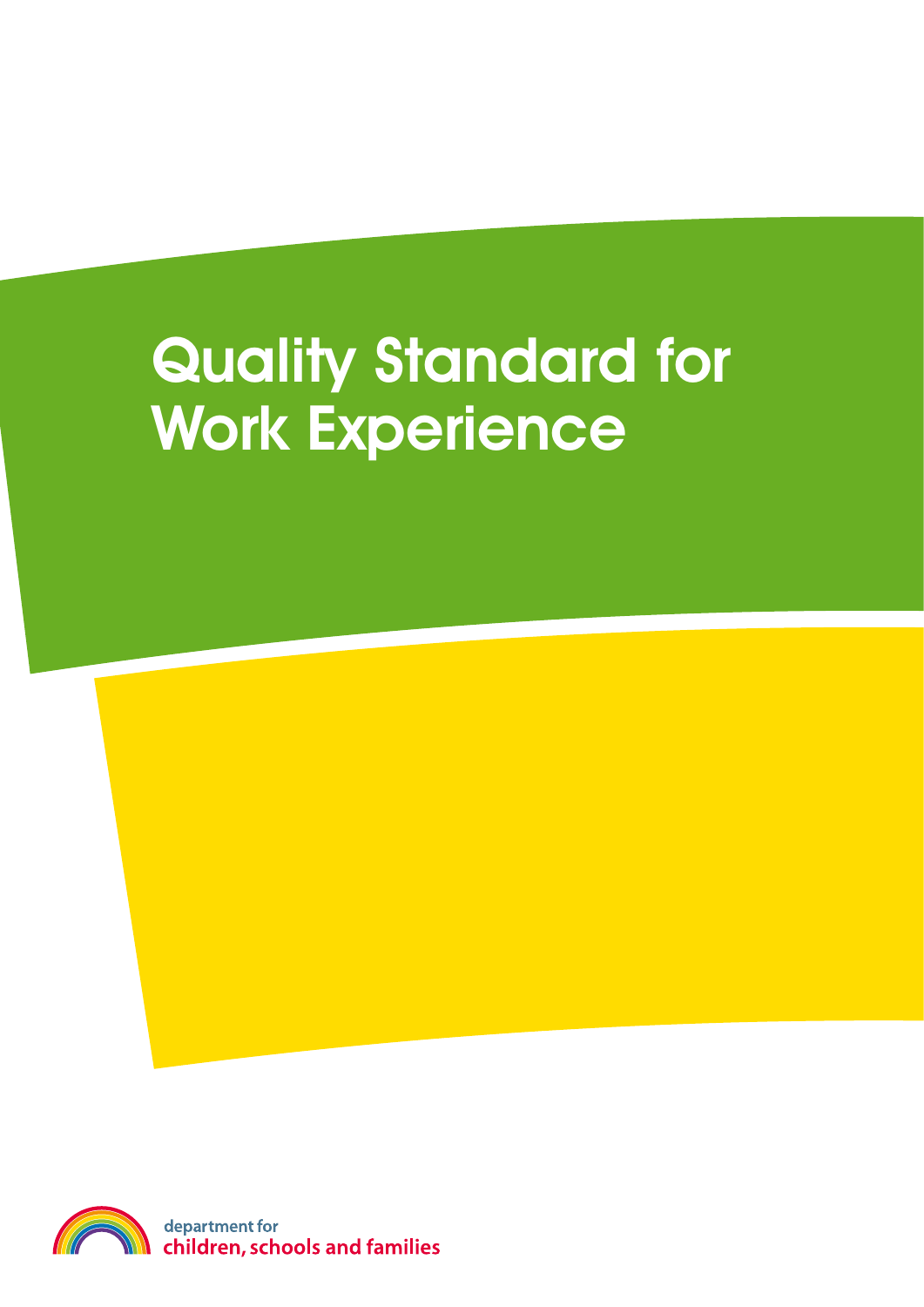# Quality Standard for Work Experience

department for
children, schools and families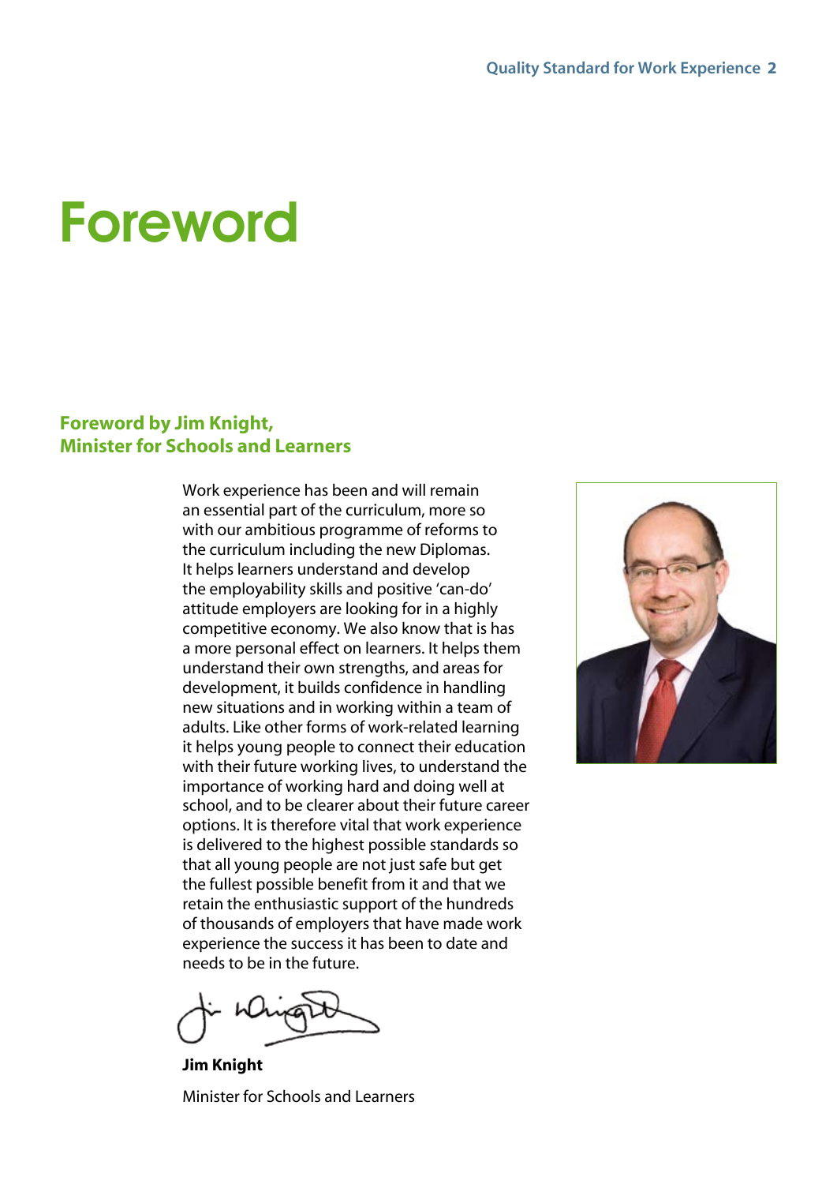# Foreword

## Foreword by Jim Knight, Minister for Schools and Learners

Work experience has been and will remain an essential part of the curriculum, more so with our ambitious programme of reforms to the curriculum including the new Diplomas. It helps learners understand and develop the employability skills and positive 'can-do' attitude employers are looking for in a highly competitive economy. We also know that is has a more personal effect on learners. It helps them understand their own strengths, and areas for development, it builds confidence in handling new situations and in working within a team of adults. Like other forms of work-related learning it helps young people to connect their education with their future working lives, to understand the importance of working hard and doing well at school, and to be clearer about their future career options. It is therefore vital that work experience is delivered to the highest possible standards so that all young people are not just safe but get the fullest possible benefit from it and that we retain the enthusiastic support of the hundreds of thousands of employers that have made work experience the success it has been to date and needs to be in the future.

**Jim Knight**

Minister for Schools and Learners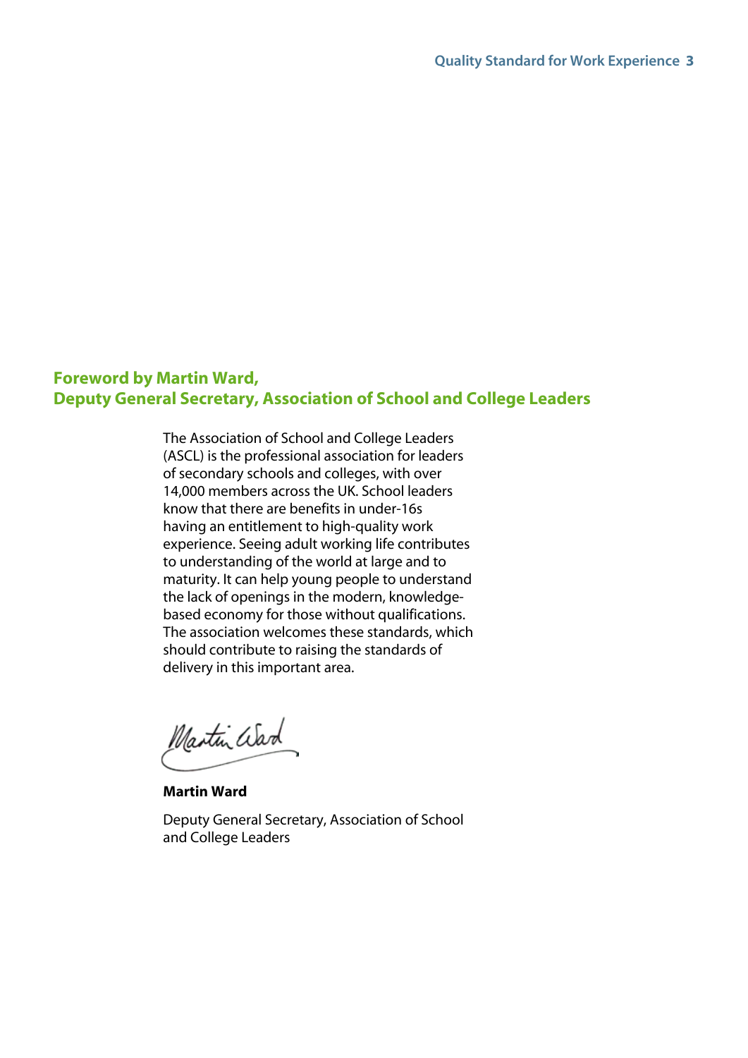## Foreword by Martin Ward, Deputy General Secretary, Association of School and College Leaders

The Association of School and College Leaders (ASCL) is the professional association for leaders of secondary schools and colleges, with over 14,000 members across the UK. School leaders know that there are benefits in under-16s having an entitlement to high-quality work experience. Seeing adult working life contributes to understanding of the world at large and to maturity. It can help young people to understand the lack of openings in the modern, knowledge-based economy for those without qualifications. The association welcomes these standards, which should contribute to raising the standards of delivery in this important area.

**Martin Ward**

Deputy General Secretary, Association of School and College Leaders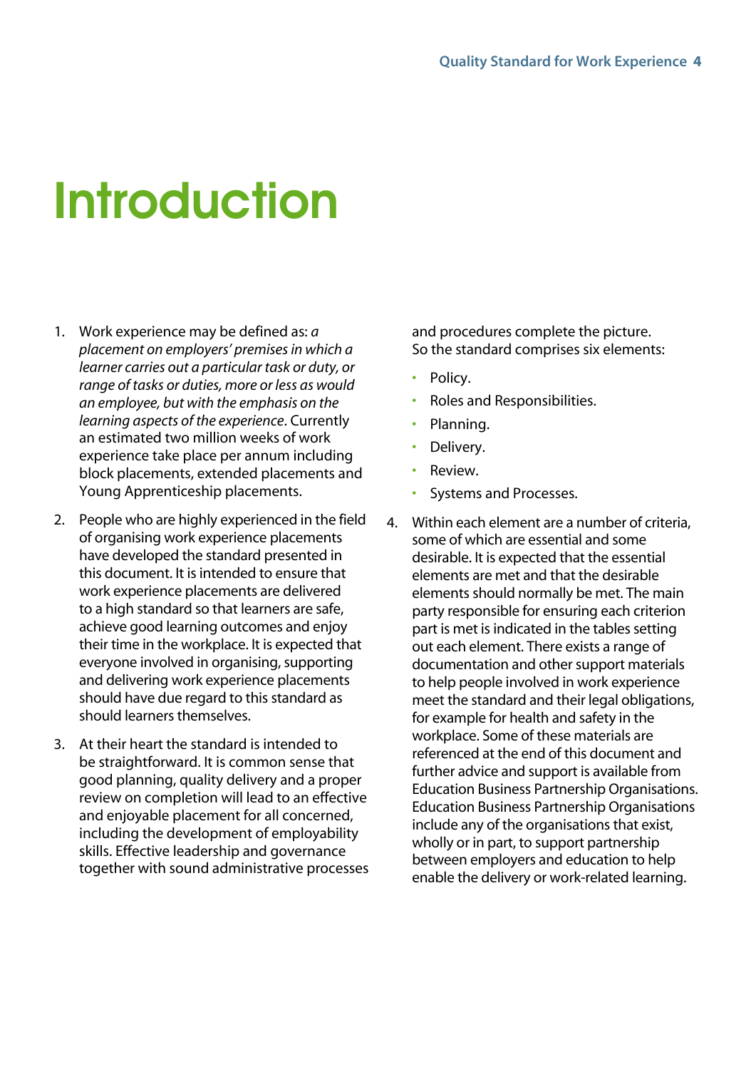# Introduction

1. Work experience may be defined as: *a placement on employers' premises in which a learner carries out a particular task or duty, or range of tasks or duties, more or less as would an employee, but with the emphasis on the learning aspects of the experience*. Currently an estimated two million weeks of work experience take place per annum including block placements, extended placements and Young Apprenticeship placements.

2. People who are highly experienced in the field of organising work experience placements have developed the standard presented in this document. It is intended to ensure that work experience placements are delivered to a high standard so that learners are safe, achieve good learning outcomes and enjoy their time in the workplace. It is expected that everyone involved in organising, supporting and delivering work experience placements should have due regard to this standard as should learners themselves.

3. At their heart the standard is intended to be straightforward. It is common sense that good planning, quality delivery and a proper review on completion will lead to an effective and enjoyable placement for all concerned, including the development of employability skills. Effective leadership and governance together with sound administrative processes and procedures complete the picture. So the standard comprises six elements:
   - Policy.
   - Roles and Responsibilities.
   - Planning.
   - Delivery.
   - Review.
   - Systems and Processes.

4. Within each element are a number of criteria, some of which are essential and some desirable. It is expected that the essential elements are met and that the desirable elements should normally be met. The main party responsible for ensuring each criterion part is met is indicated in the tables setting out each element. There exists a range of documentation and other support materials to help people involved in work experience meet the standard and their legal obligations, for example for health and safety in the workplace. Some of these materials are referenced at the end of this document and further advice and support is available from Education Business Partnership Organisations. Education Business Partnership Organisations include any of the organisations that exist, wholly or in part, to support partnership between employers and education to help enable the delivery or work-related learning.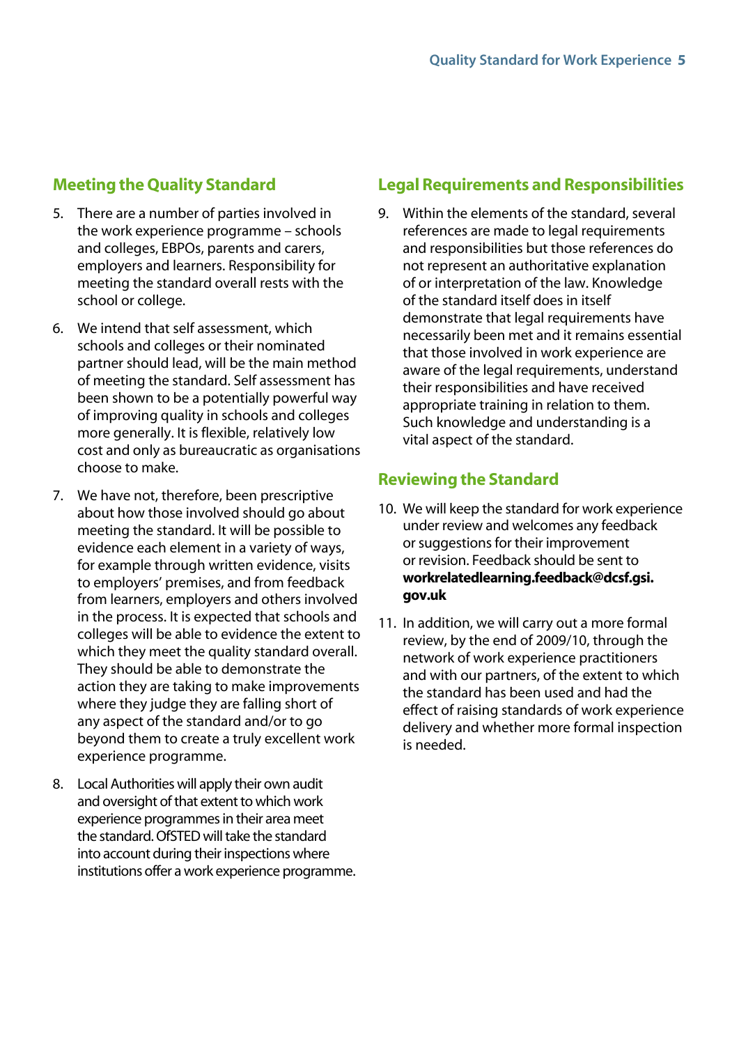## Meeting the Quality Standard

5. There are a number of parties involved in the work experience programme – schools and colleges, EBPOs, parents and carers, employers and learners. Responsibility for meeting the standard overall rests with the school or college.

6. We intend that self assessment, which schools and colleges or their nominated partner should lead, will be the main method of meeting the standard. Self assessment has been shown to be a potentially powerful way of improving quality in schools and colleges more generally. It is flexible, relatively low cost and only as bureaucratic as organisations choose to make.

7. We have not, therefore, been prescriptive about how those involved should go about meeting the standard. It will be possible to evidence each element in a variety of ways, for example through written evidence, visits to employers' premises, and from feedback from learners, employers and others involved in the process. It is expected that schools and colleges will be able to evidence the extent to which they meet the quality standard overall. They should be able to demonstrate the action they are taking to make improvements where they judge they are falling short of any aspect of the standard and/or to go beyond them to create a truly excellent work experience programme.

8. Local Authorities will apply their own audit and oversight of that extent to which work experience programmes in their area meet the standard. OfSTED will take the standard into account during their inspections where institutions offer a work experience programme.

## Legal Requirements and Responsibilities

9. Within the elements of the standard, several references are made to legal requirements and responsibilities but those references do not represent an authoritative explanation of or interpretation of the law. Knowledge of the standard itself does in itself demonstrate that legal requirements have necessarily been met and it remains essential that those involved in work experience are aware of the legal requirements, understand their responsibilities and have received appropriate training in relation to them. Such knowledge and understanding is a vital aspect of the standard.

## Reviewing the Standard

10. We will keep the standard for work experience under review and welcomes any feedback or suggestions for their improvement or revision. Feedback should be sent to **workrelatedlearning.feedback@dcsf.gsi.gov.uk**

11. In addition, we will carry out a more formal review, by the end of 2009/10, through the network of work experience practitioners and with our partners, of the extent to which the standard has been used and had the effect of raising standards of work experience delivery and whether more formal inspection is needed.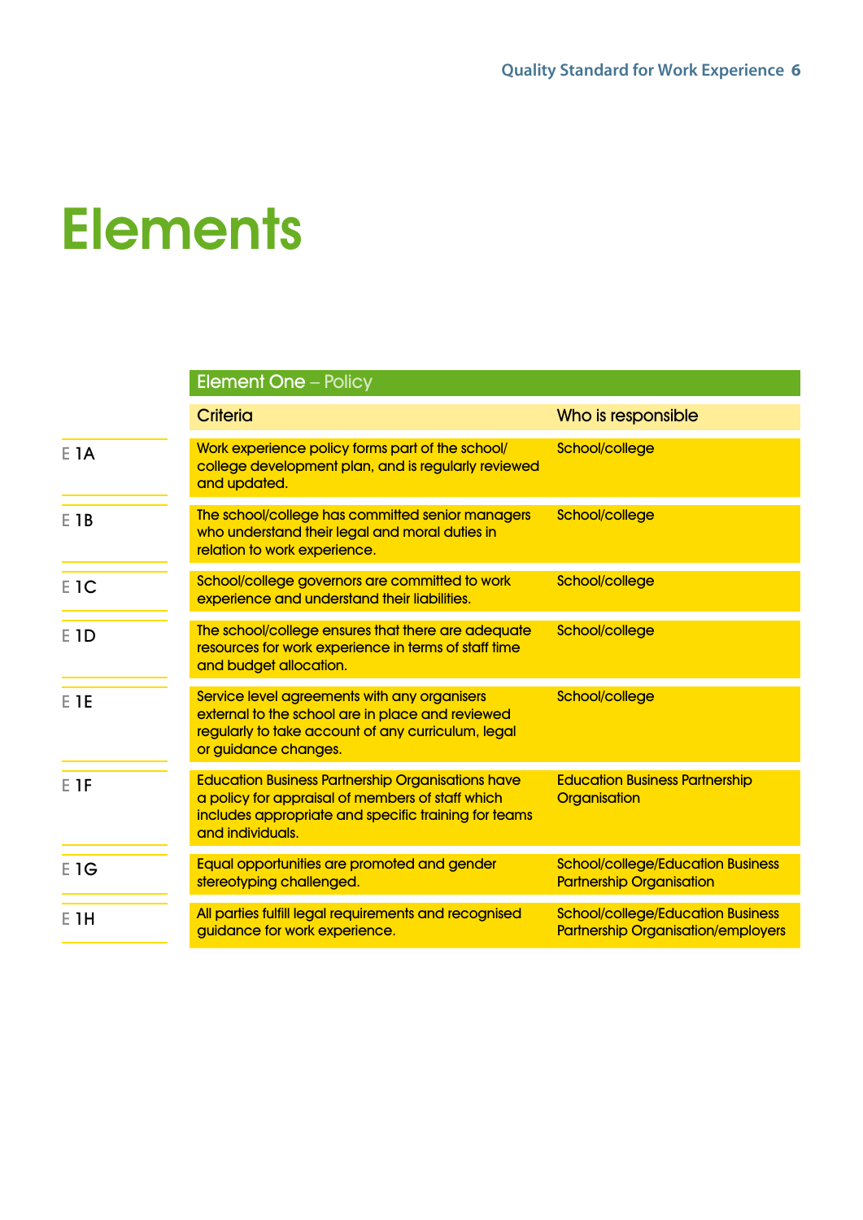# Elements

## Element One – Policy

| | Criteria | Who is responsible |
|---|---|---|
| E 1A | Work experience policy forms part of the school/college development plan, and is regularly reviewed and updated. | School/college |
| E 1B | The school/college has committed senior managers who understand their legal and moral duties in relation to work experience. | School/college |
| E 1C | School/college governors are committed to work experience and understand their liabilities. | School/college |
| E 1D | The school/college ensures that there are adequate resources for work experience in terms of staff time and budget allocation. | School/college |
| E 1E | Service level agreements with any organisers external to the school are in place and reviewed regularly to take account of any curriculum, legal or guidance changes. | School/college |
| E 1F | Education Business Partnership Organisations have a policy for appraisal of members of staff which includes appropriate and specific training for teams and individuals. | Education Business Partnership Organisation |
| E 1G | Equal opportunities are promoted and gender stereotyping challenged. | School/college/Education Business Partnership Organisation |
| E 1H | All parties fulfill legal requirements and recognised guidance for work experience. | School/college/Education Business Partnership Organisation/employers |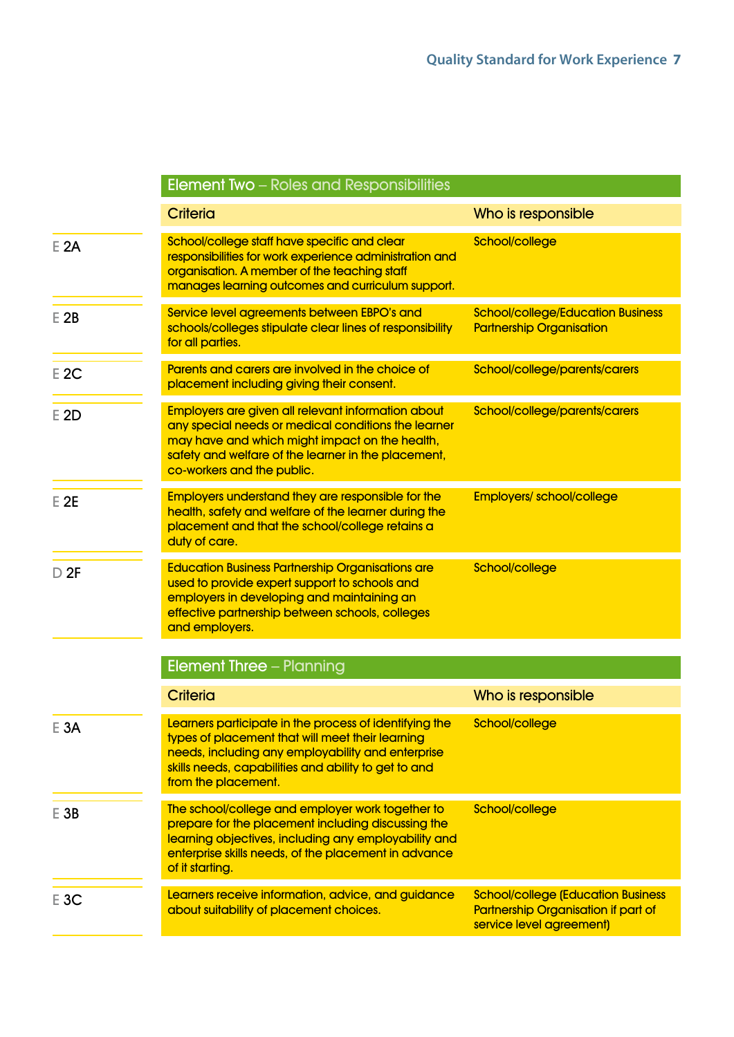## Element Two – Roles and Responsibilities

| | Criteria | Who is responsible |
|---|---|---|
| E 2A | School/college staff have specific and clear responsibilities for work experience administration and organisation. A member of the teaching staff manages learning outcomes and curriculum support. | School/college |
| E 2B | Service level agreements between EBPO's and schools/colleges stipulate clear lines of responsibility for all parties. | School/college/Education Business Partnership Organisation |
| E 2C | Parents and carers are involved in the choice of placement including giving their consent. | School/college/parents/carers |
| E 2D | Employers are given all relevant information about any special needs or medical conditions the learner may have and which might impact on the health, safety and welfare of the learner in the placement, co-workers and the public. | School/college/parents/carers |
| E 2E | Employers understand they are responsible for the health, safety and welfare of the learner during the placement and that the school/college retains a duty of care. | Employers/ school/college |
| D 2F | Education Business Partnership Organisations are used to provide expert support to schools and employers in developing and maintaining an effective partnership between schools, colleges and employers. | School/college |

## Element Three – Planning

| | Criteria | Who is responsible |
|---|---|---|
| E 3A | Learners participate in the process of identifying the types of placement that will meet their learning needs, including any employability and enterprise skills needs, capabilities and ability to get to and from the placement. | School/college |
| E 3B | The school/college and employer work together to prepare for the placement including discussing the learning objectives, including any employability and enterprise skills needs, of the placement in advance of it starting. | School/college |
| E 3C | Learners receive information, advice, and guidance about suitability of placement choices. | School/college (Education Business Partnership Organisation if part of service level agreement) |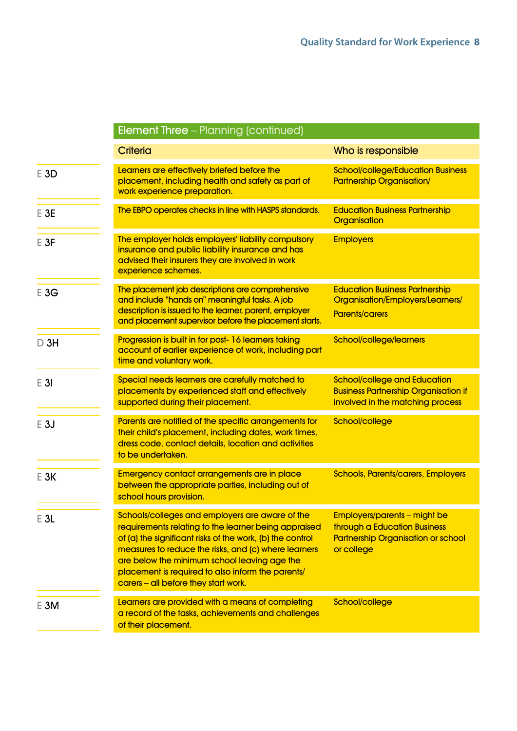## Element Three – Planning (continued)

| | Criteria | Who is responsible |
|---|---|---|
| E 3D | Learners are effectively briefed before the placement, including health and safety as part of work experience preparation. | School/college/Education Business Partnership Organisation/ |
| E 3E | The EBPO operates checks in line with HASPS standards. | Education Business Partnership Organisation |
| E 3F | The employer holds employers' liability compulsory insurance and public liability insurance and has advised their insurers they are involved in work experience schemes. | Employers |
| E 3G | The placement job descriptions are comprehensive and include "hands on" meaningful tasks. A job description is issued to the learner, parent, employer and placement supervisor before the placement starts. | Education Business Partnership Organisation/Employers/Learners/ Parents/carers |
| D 3H | Progression is built in for post- 16 learners taking account of earlier experience of work, including part time and voluntary work. | School/college/learners |
| E 3I | Special needs learners are carefully matched to placements by experienced staff and effectively supported during their placement. | School/college and Education Business Partnership Organisation if involved in the matching process |
| E 3J | Parents are notified of the specific arrangements for their child's placement, including dates, work times, dress code, contact details, location and activities to be undertaken. | School/college |
| E 3K | Emergency contact arrangements are in place between the appropriate parties, including out of school hours provision. | Schools, Parents/carers, Employers |
| E 3L | Schools/colleges and employers are aware of the requirements relating to the learner being appraised of (a) the significant risks of the work, (b) the control measures to reduce the risks, and (c) where learners are below the minimum school leaving age the placement is required to also inform the parents/ carers – all before they start work. | Employers/parents – might be through a Education Business Partnership Organisation or school or college |
| E 3M | Learners are provided with a means of completing a record of the tasks, achievements and challenges of their placement. | School/college |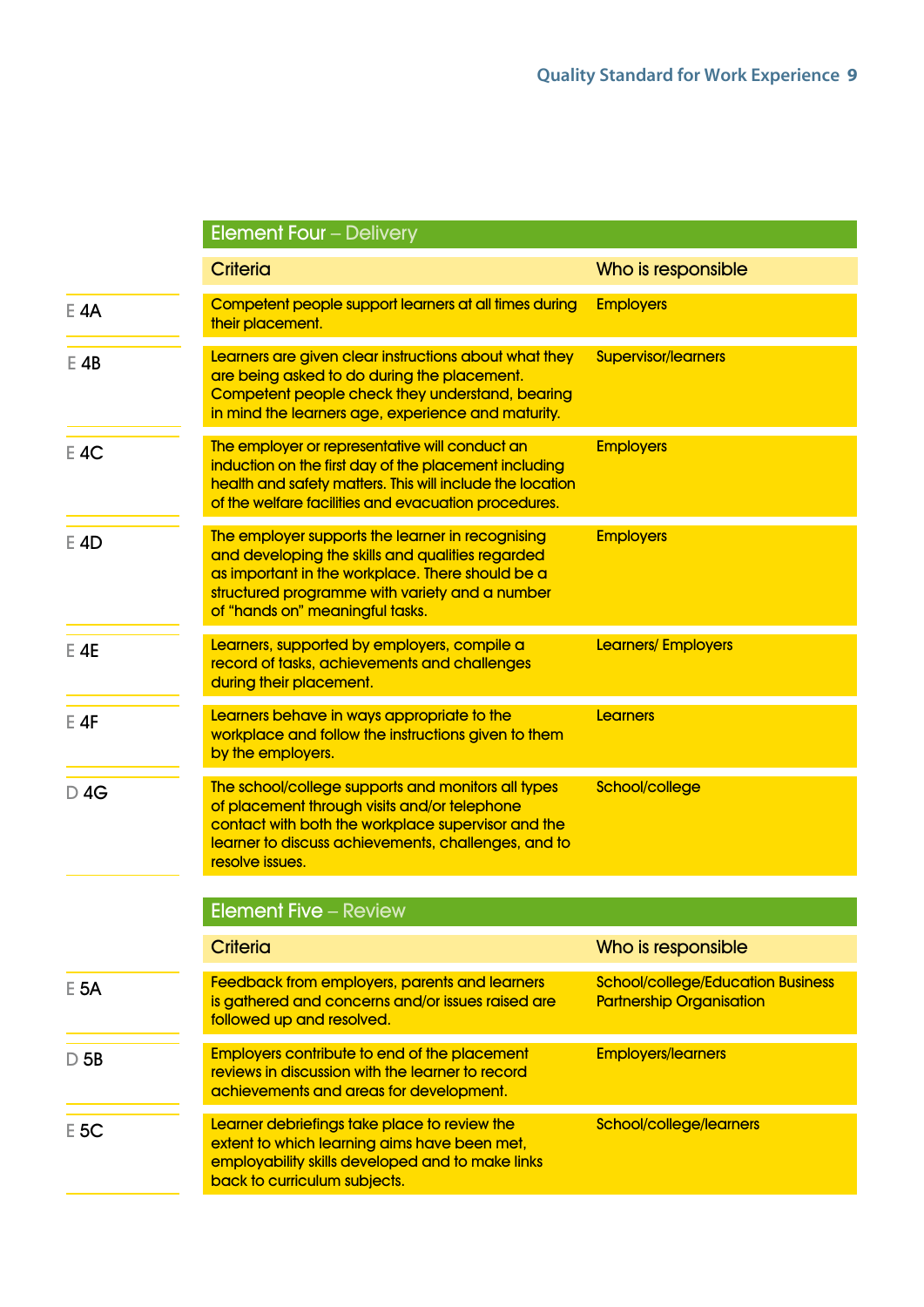## Element Four – Delivery

| | Criteria | Who is responsible |
|---|---|---|
| E 4A | Competent people support learners at all times during their placement. | Employers |
| E 4B | Learners are given clear instructions about what they are being asked to do during the placement. Competent people check they understand, bearing in mind the learners age, experience and maturity. | Supervisor/learners |
| E 4C | The employer or representative will conduct an induction on the first day of the placement including health and safety matters. This will include the location of the welfare facilities and evacuation procedures. | Employers |
| E 4D | The employer supports the learner in recognising and developing the skills and qualities regarded as important in the workplace. There should be a structured programme with variety and a number of "hands on" meaningful tasks. | Employers |
| E 4E | Learners, supported by employers, compile a record of tasks, achievements and challenges during their placement. | Learners/ Employers |
| E 4F | Learners behave in ways appropriate to the workplace and follow the instructions given to them by the employers. | Learners |
| D 4G | The school/college supports and monitors all types of placement through visits and/or telephone contact with both the workplace supervisor and the learner to discuss achievements, challenges, and to resolve issues. | School/college |

## Element Five – Review

| | Criteria | Who is responsible |
|---|---|---|
| E 5A | Feedback from employers, parents and learners is gathered and concerns and/or issues raised are followed up and resolved. | School/college/Education Business Partnership Organisation |
| D 5B | Employers contribute to end of the placement reviews in discussion with the learner to record achievements and areas for development. | Employers/learners |
| E 5C | Learner debriefings take place to review the extent to which learning aims have been met, employability skills developed and to make links back to curriculum subjects. | School/college/learners |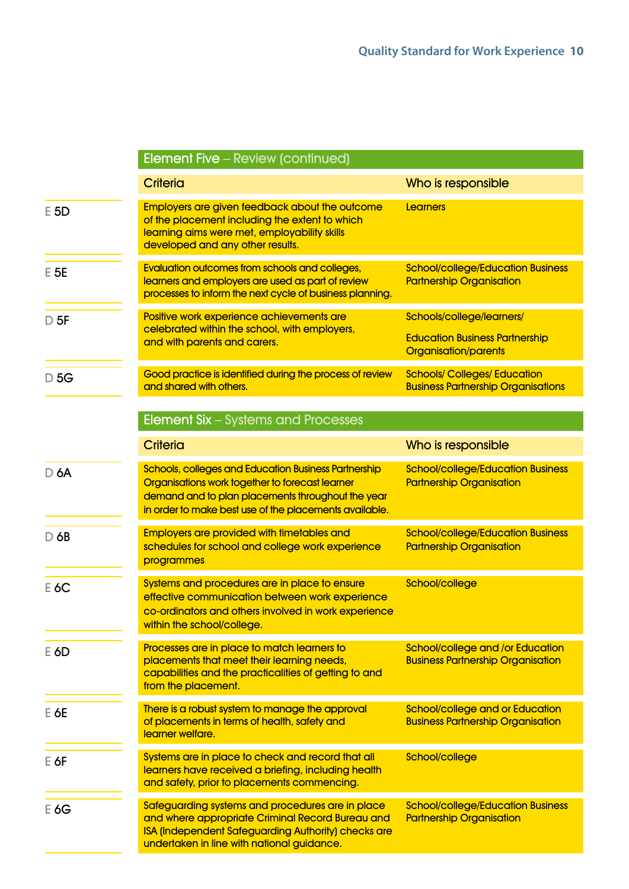## Element Five – Review (continued)

| | Criteria | Who is responsible |
|---|---|---|
| E 5D | Employers are given feedback about the outcome of the placement including the extent to which learning aims were met, employability skills developed and any other results. | Learners |
| E 5E | Evaluation outcomes from schools and colleges, learners and employers are used as part of review processes to inform the next cycle of business planning. | School/college/Education Business Partnership Organisation |
| D 5F | Positive work experience achievements are celebrated within the school, with employers, and with parents and carers. | Schools/college/learners/ Education Business Partnership Organisation/parents |
| D 5G | Good practice is identified during the process of review and shared with others. | Schools/ Colleges/ Education Business Partnership Organisations |

## Element Six – Systems and Processes

| | Criteria | Who is responsible |
|---|---|---|
| D 6A | Schools, colleges and Education Business Partnership Organisations work together to forecast learner demand and to plan placements throughout the year in order to make best use of the placements available. | School/college/Education Business Partnership Organisation |
| D 6B | Employers are provided with timetables and schedules for school and college work experience programmes | School/college/Education Business Partnership Organisation |
| E 6C | Systems and procedures are in place to ensure effective communication between work experience co-ordinators and others involved in work experience within the school/college. | School/college |
| E 6D | Processes are in place to match learners to placements that meet their learning needs, capabilities and the practicalities of getting to and from the placement. | School/college and /or Education Business Partnership Organisation |
| E 6E | There is a robust system to manage the approval of placements in terms of health, safety and learner welfare. | School/college and or Education Business Partnership Organisation |
| E 6F | Systems are in place to check and record that all learners have received a briefing, including health and safety, prior to placements commencing. | School/college |
| E 6G | Safeguarding systems and procedures are in place and where appropriate Criminal Record Bureau and ISA (Independent Safeguarding Authority) checks are undertaken in line with national guidance. | School/college/Education Business Partnership Organisation |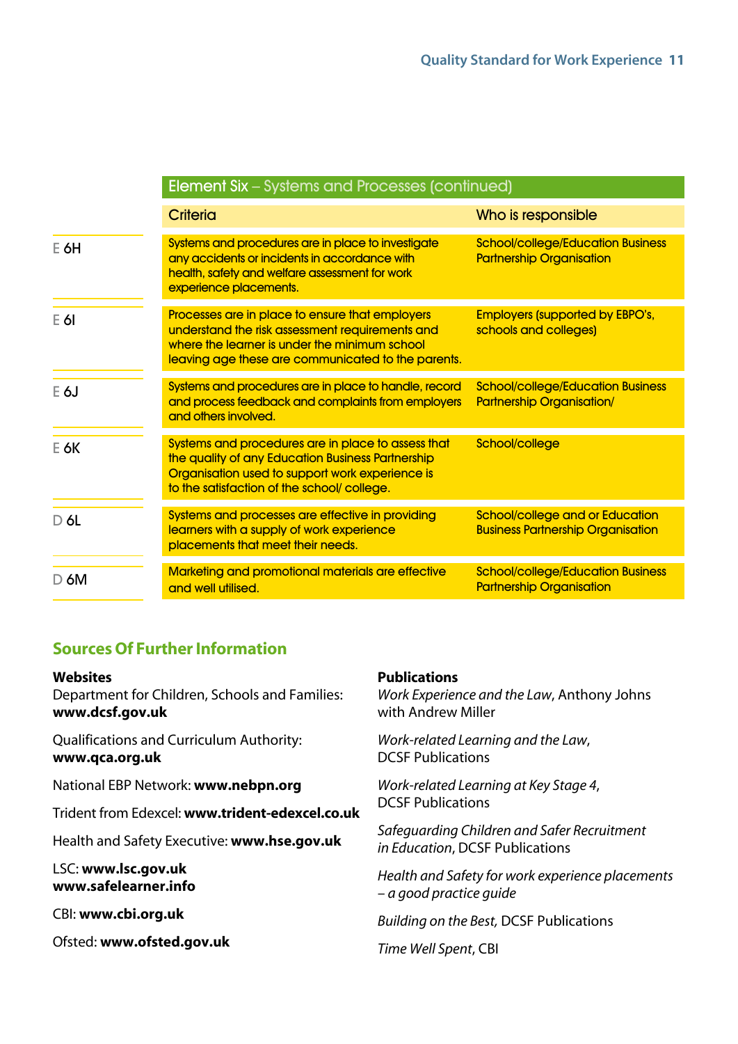## Element Six – Systems and Processes (continued)

| | Criteria | Who is responsible |
|---|---|---|
| E 6H | Systems and procedures are in place to investigate any accidents or incidents in accordance with health, safety and welfare assessment for work experience placements. | School/college/Education Business Partnership Organisation |
| E 6I | Processes are in place to ensure that employers understand the risk assessment requirements and where the learner is under the minimum school leaving age these are communicated to the parents. | Employers (supported by EBPO's, schools and colleges) |
| E 6J | Systems and procedures are in place to handle, record and process feedback and complaints from employers and others involved. | School/college/Education Business Partnership Organisation/ |
| E 6K | Systems and procedures are in place to assess that the quality of any Education Business Partnership Organisation used to support work experience is to the satisfaction of the school/ college. | School/college |
| D 6L | Systems and processes are effective in providing learners with a supply of work experience placements that meet their needs. | School/college and or Education Business Partnership Organisation |
| D 6M | Marketing and promotional materials are effective and well utilised. | School/college/Education Business Partnership Organisation |

## Sources Of Further Information

**Websites**

Department for Children, Schools and Families: **www.dcsf.gov.uk**

Qualifications and Curriculum Authority: **www.qca.org.uk**

National EBP Network: **www.nebpn.org**

Trident from Edexcel: **www.trident-edexcel.co.uk**

Health and Safety Executive: **www.hse.gov.uk**

LSC: **www.lsc.gov.uk**
**www.safelearner.info**

CBI: **www.cbi.org.uk**

Ofsted: **www.ofsted.gov.uk**

**Publications**

*Work Experience and the Law*, Anthony Johns with Andrew Miller

*Work-related Learning and the Law*, DCSF Publications

*Work-related Learning at Key Stage 4*, DCSF Publications

*Safeguarding Children and Safer Recruitment in Education*, DCSF Publications

*Health and Safety for work experience placements – a good practice guide*

*Building on the Best*, DCSF Publications

*Time Well Spent*, CBI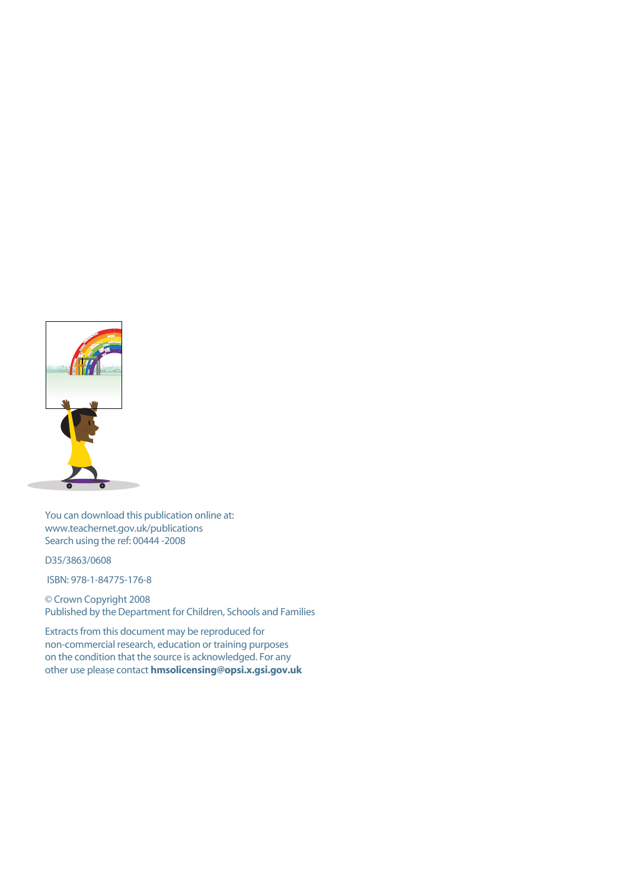You can download this publication online at:
www.teachernet.gov.uk/publications
Search using the ref: 00444 -2008

D35/3863/0608

ISBN: 978-1-84775-176-8

© Crown Copyright 2008
Published by the Department for Children, Schools and Families

Extracts from this document may be reproduced for non-commercial research, education or training purposes on the condition that the source is acknowledged. For any other use please contact **hmsolicensing@opsi.x.gsi.gov.uk**